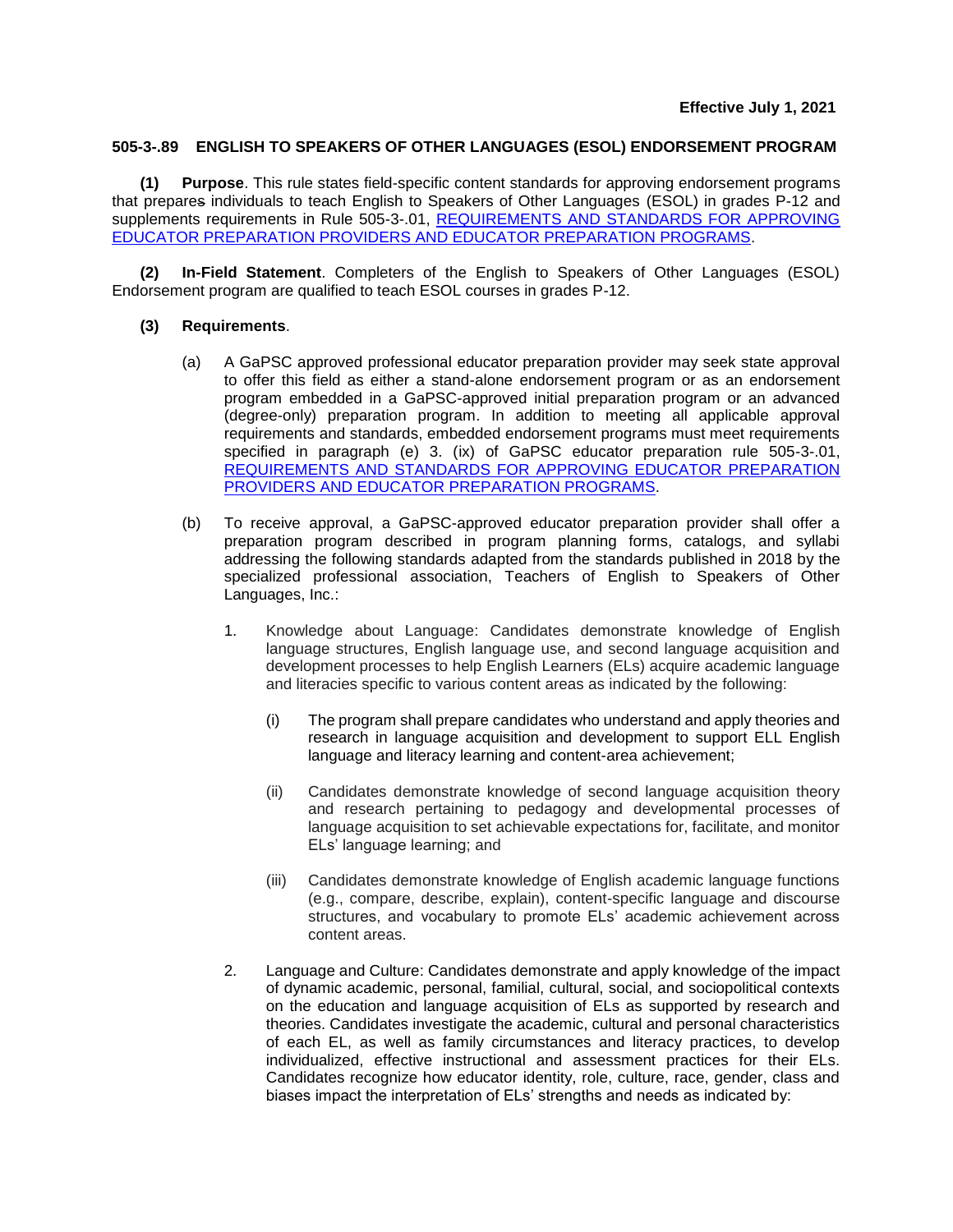**Effective July 1, 2021**

## 505-3-.89 ENGLISH TO SPEAKERS OF OTHER LANGUAGES (ESOL) ENDORSEMENT PROGRAM

**(1) Purpose**. This rule states field-specific content standards for approving endorsement programs that prepares individuals to teach English to Speakers of Other Languages (ESOL) in grades P-12 and supplements requirements in Rule 505-3-.01, REQUIREMENTS AND STANDARDS FOR APPROVING EDUCATOR PREPARATION PROVIDERS AND EDUCATOR PREPARATION PROGRAMS.

**(2) In-Field Statement**. Completers of the English to Speakers of Other Languages (ESOL) Endorsement program are qualified to teach ESOL courses in grades P-12.

**(3) Requirements**.

(a) A GaPSC approved professional educator preparation provider may seek state approval to offer this field as either a stand-alone endorsement program or as an endorsement program embedded in a GaPSC-approved initial preparation program or an advanced (degree-only) preparation program. In addition to meeting all applicable approval requirements and standards, embedded endorsement programs must meet requirements specified in paragraph (e) 3. (ix) of GaPSC educator preparation rule 505-3-.01, REQUIREMENTS AND STANDARDS FOR APPROVING EDUCATOR PREPARATION PROVIDERS AND EDUCATOR PREPARATION PROGRAMS.

(b) To receive approval, a GaPSC-approved educator preparation provider shall offer a preparation program described in program planning forms, catalogs, and syllabi addressing the following standards adapted from the standards published in 2018 by the specialized professional association, Teachers of English to Speakers of Other Languages, Inc.:

1. Knowledge about Language: Candidates demonstrate knowledge of English language structures, English language use, and second language acquisition and development processes to help English Learners (ELs) acquire academic language and literacies specific to various content areas as indicated by the following:

    (i) The program shall prepare candidates who understand and apply theories and research in language acquisition and development to support ELL English language and literacy learning and content-area achievement;

    (ii) Candidates demonstrate knowledge of second language acquisition theory and research pertaining to pedagogy and developmental processes of language acquisition to set achievable expectations for, facilitate, and monitor ELs' language learning; and

    (iii) Candidates demonstrate knowledge of English academic language functions (e.g., compare, describe, explain), content-specific language and discourse structures, and vocabulary to promote ELs' academic achievement across content areas.

2. Language and Culture: Candidates demonstrate and apply knowledge of the impact of dynamic academic, personal, familial, cultural, social, and sociopolitical contexts on the education and language acquisition of ELs as supported by research and theories. Candidates investigate the academic, cultural and personal characteristics of each EL, as well as family circumstances and literacy practices, to develop individualized, effective instructional and assessment practices for their ELs. Candidates recognize how educator identity, role, culture, race, gender, class and biases impact the interpretation of ELs' strengths and needs as indicated by: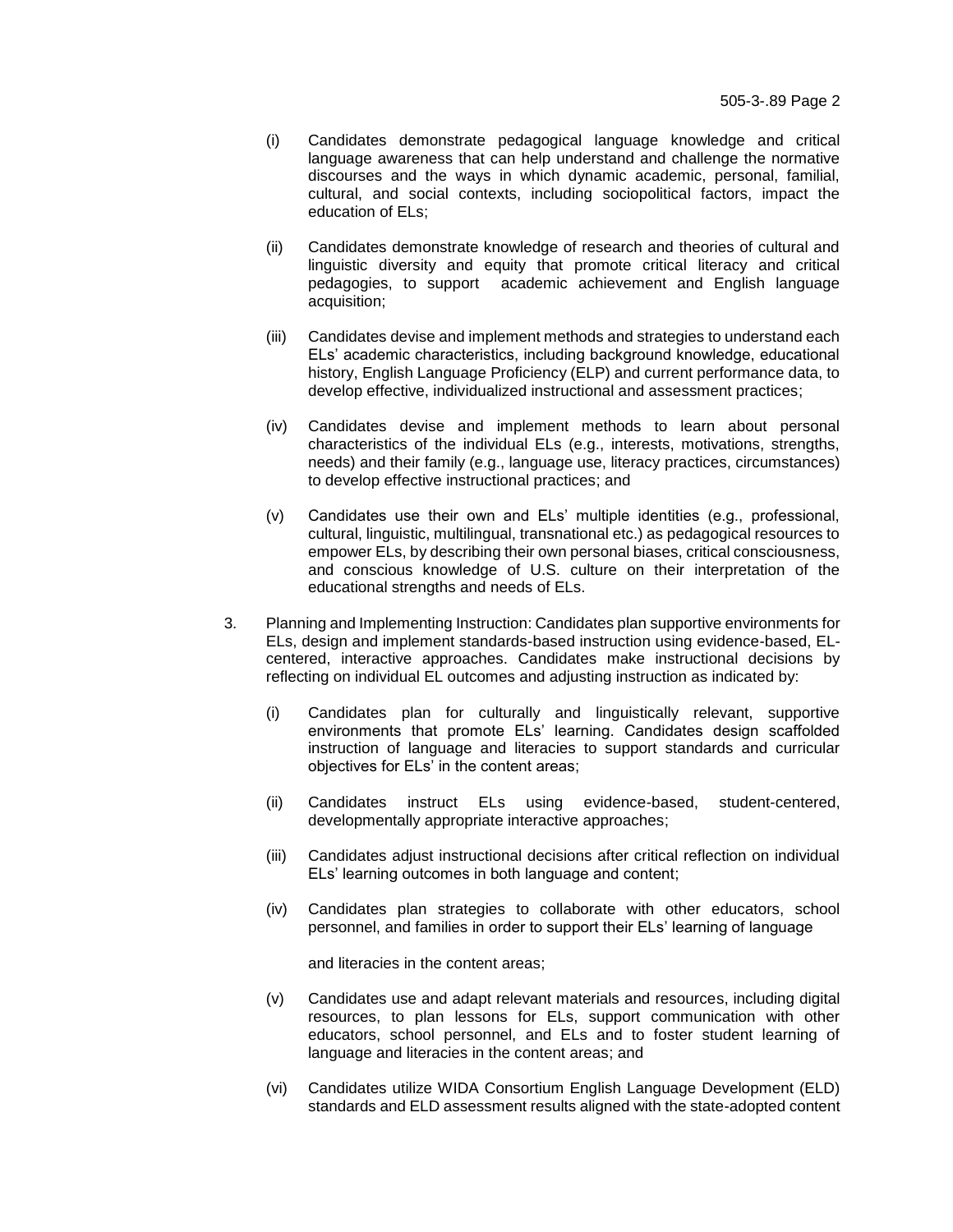(i) Candidates demonstrate pedagogical language knowledge and critical language awareness that can help understand and challenge the normative discourses and the ways in which dynamic academic, personal, familial, cultural, and social contexts, including sociopolitical factors, impact the education of ELs;

(ii) Candidates demonstrate knowledge of research and theories of cultural and linguistic diversity and equity that promote critical literacy and critical pedagogies, to support academic achievement and English language acquisition;

(iii) Candidates devise and implement methods and strategies to understand each ELs' academic characteristics, including background knowledge, educational history, English Language Proficiency (ELP) and current performance data, to develop effective, individualized instructional and assessment practices;

(iv) Candidates devise and implement methods to learn about personal characteristics of the individual ELs (e.g., interests, motivations, strengths, needs) and their family (e.g., language use, literacy practices, circumstances) to develop effective instructional practices; and

(v) Candidates use their own and ELs' multiple identities (e.g., professional, cultural, linguistic, multilingual, transnational etc.) as pedagogical resources to empower ELs, by describing their own personal biases, critical consciousness, and conscious knowledge of U.S. culture on their interpretation of the educational strengths and needs of ELs.

3. Planning and Implementing Instruction: Candidates plan supportive environments for ELs, design and implement standards-based instruction using evidence-based, EL-centered, interactive approaches. Candidates make instructional decisions by reflecting on individual EL outcomes and adjusting instruction as indicated by:

(i) Candidates plan for culturally and linguistically relevant, supportive environments that promote ELs' learning. Candidates design scaffolded instruction of language and literacies to support standards and curricular objectives for ELs' in the content areas;

(ii) Candidates instruct ELs using evidence-based, student-centered, developmentally appropriate interactive approaches;

(iii) Candidates adjust instructional decisions after critical reflection on individual ELs' learning outcomes in both language and content;

(iv) Candidates plan strategies to collaborate with other educators, school personnel, and families in order to support their ELs' learning of language and literacies in the content areas;

(v) Candidates use and adapt relevant materials and resources, including digital resources, to plan lessons for ELs, support communication with other educators, school personnel, and ELs and to foster student learning of language and literacies in the content areas; and

(vi) Candidates utilize WIDA Consortium English Language Development (ELD) standards and ELD assessment results aligned with the state-adopted content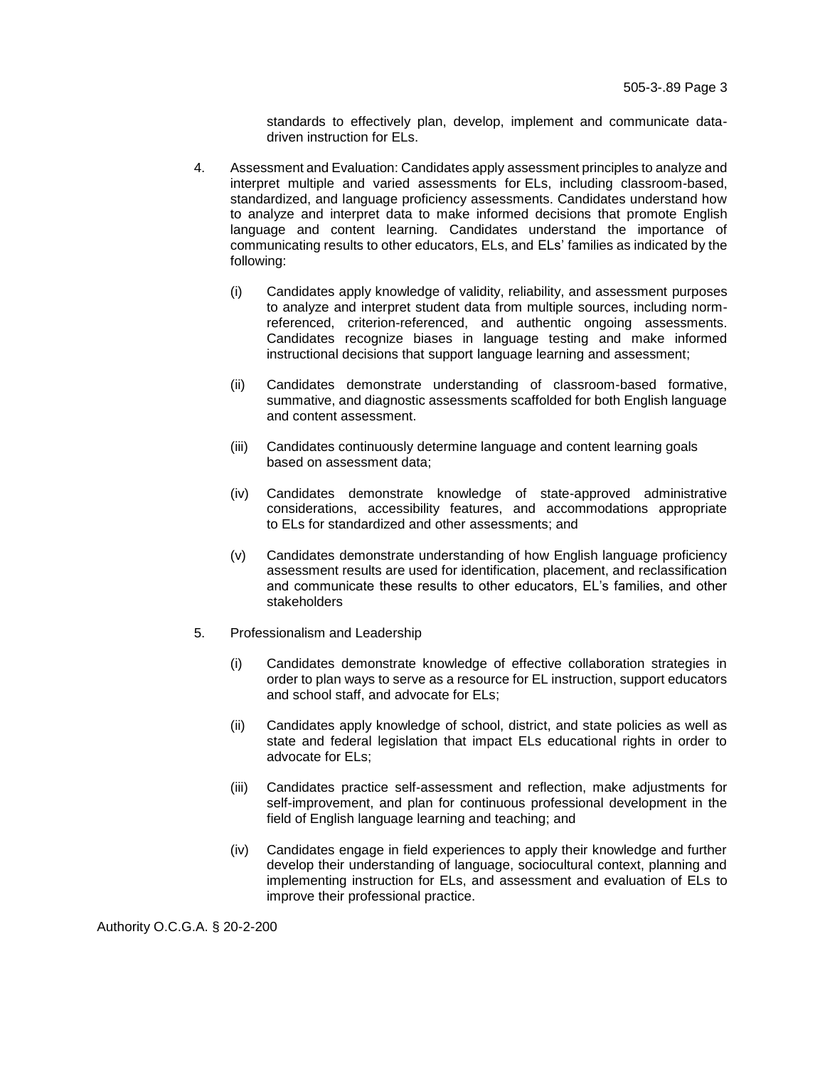standards to effectively plan, develop, implement and communicate data-driven instruction for ELs.

4. Assessment and Evaluation: Candidates apply assessment principles to analyze and interpret multiple and varied assessments for ELs, including classroom-based, standardized, and language proficiency assessments. Candidates understand how to analyze and interpret data to make informed decisions that promote English language and content learning. Candidates understand the importance of communicating results to other educators, ELs, and ELs' families as indicated by the following:

    (i) Candidates apply knowledge of validity, reliability, and assessment purposes to analyze and interpret student data from multiple sources, including norm-referenced, criterion-referenced, and authentic ongoing assessments. Candidates recognize biases in language testing and make informed instructional decisions that support language learning and assessment;

    (ii) Candidates demonstrate understanding of classroom-based formative, summative, and diagnostic assessments scaffolded for both English language and content assessment.

    (iii) Candidates continuously determine language and content learning goals based on assessment data;

    (iv) Candidates demonstrate knowledge of state-approved administrative considerations, accessibility features, and accommodations appropriate to ELs for standardized and other assessments; and

    (v) Candidates demonstrate understanding of how English language proficiency assessment results are used for identification, placement, and reclassification and communicate these results to other educators, EL's families, and other stakeholders

5. Professionalism and Leadership

    (i) Candidates demonstrate knowledge of effective collaboration strategies in order to plan ways to serve as a resource for EL instruction, support educators and school staff, and advocate for ELs;

    (ii) Candidates apply knowledge of school, district, and state policies as well as state and federal legislation that impact ELs educational rights in order to advocate for ELs;

    (iii) Candidates practice self-assessment and reflection, make adjustments for self-improvement, and plan for continuous professional development in the field of English language learning and teaching; and

    (iv) Candidates engage in field experiences to apply their knowledge and further develop their understanding of language, sociocultural context, planning and implementing instruction for ELs, and assessment and evaluation of ELs to improve their professional practice.

Authority O.C.G.A. § 20-2-200